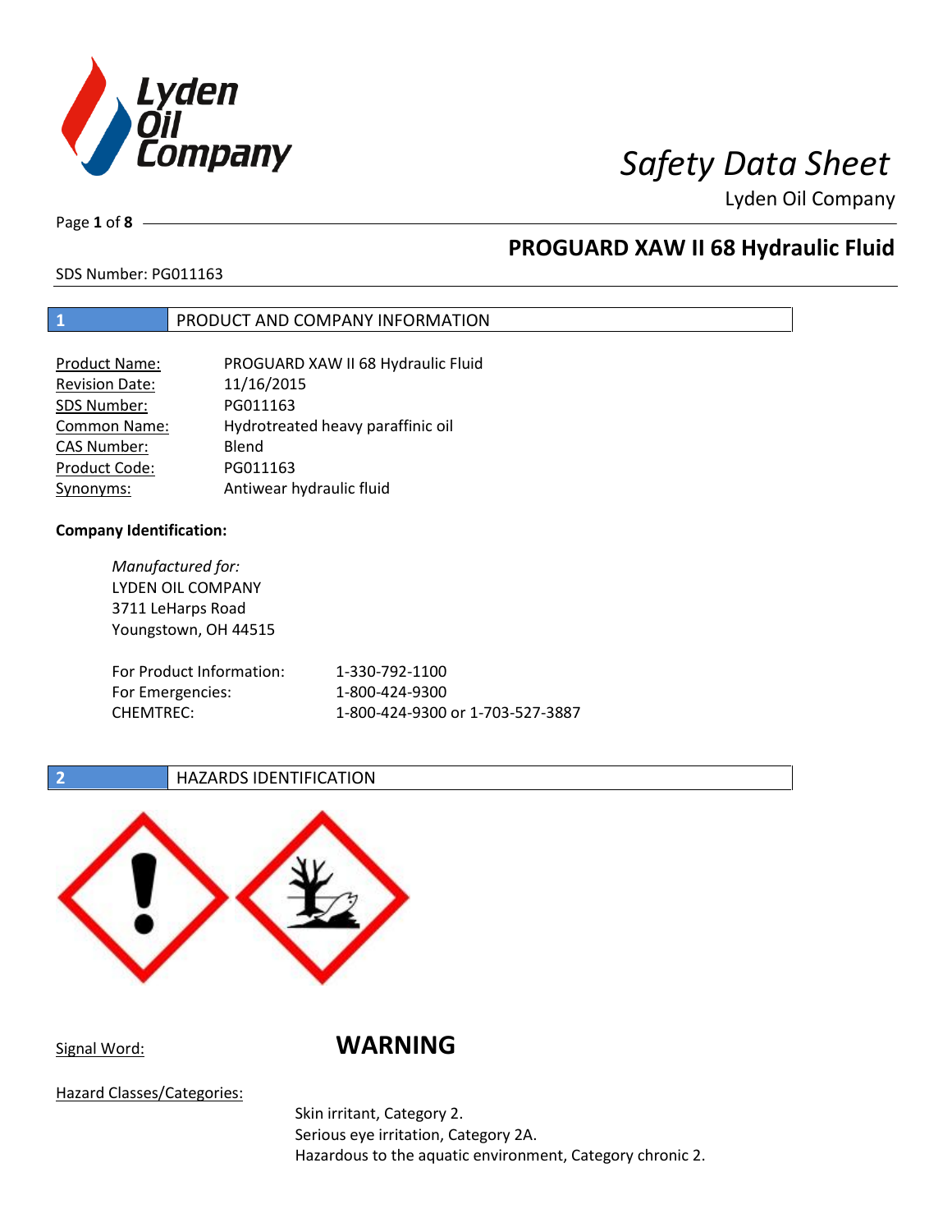# Safety Data Sheet

Lyden Oil Company

## PROGUARD XAW II 68 Hydraulic Fluid

SDS Number: PG011163

## 1 PRODUCT AND COMPANY INFORMATION

| | |
|---|---|
| Product Name: | PROGUARD XAW II 68 Hydraulic Fluid |
| Revision Date: | 11/16/2015 |
| SDS Number: | PG011163 |
| Common Name: | Hydrotreated heavy paraffinic oil |
| CAS Number: | Blend |
| Product Code: | PG011163 |
| Synonyms: | Antiwear hydraulic fluid |

**Company Identification:**

*Manufactured for:*
LYDEN OIL COMPANY
3711 LeHarps Road
Youngstown, OH 44515

| | |
|---|---|
| For Product Information: | 1-330-792-1100 |
| For Emergencies: | 1-800-424-9300 |
| CHEMTREC: | 1-800-424-9300 or 1-703-527-3887 |

## 2 HAZARDS IDENTIFICATION

Signal Word: **WARNING**

Hazard Classes/Categories:

Skin irritant, Category 2.
Serious eye irritation, Category 2A.
Hazardous to the aquatic environment, Category chronic 2.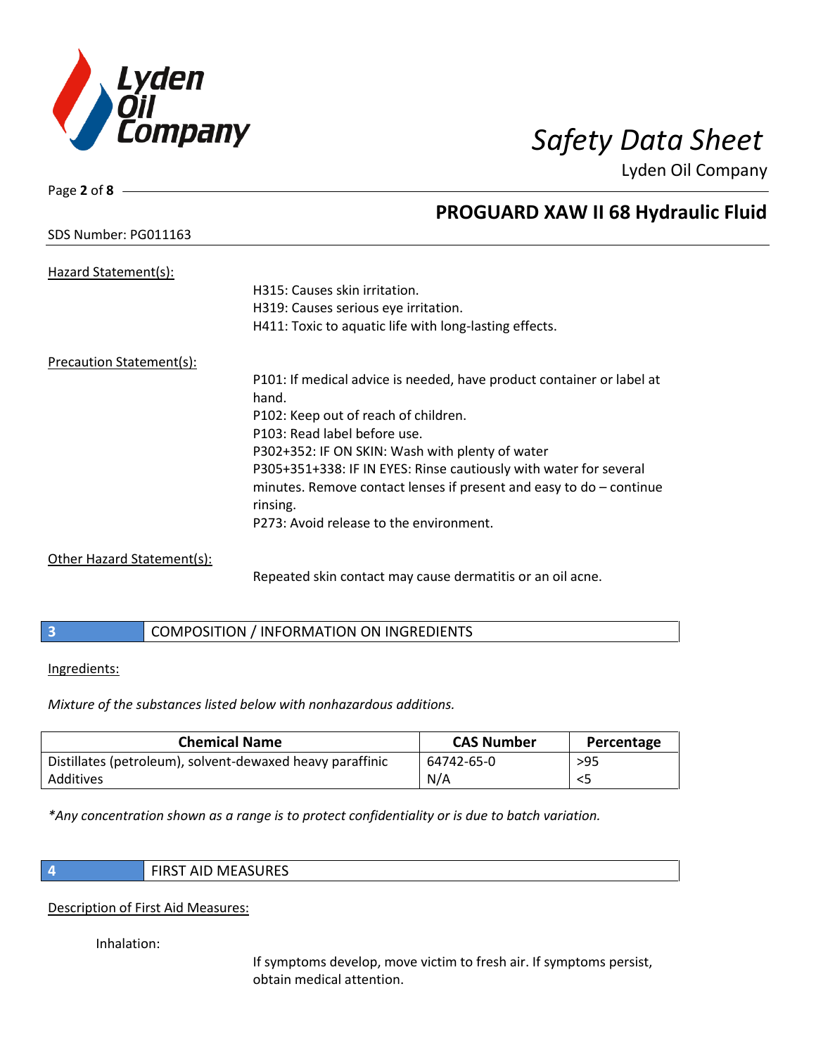Hazard Statement(s):

H315: Causes skin irritation.
H319: Causes serious eye irritation.
H411: Toxic to aquatic life with long-lasting effects.

Precaution Statement(s):

P101: If medical advice is needed, have product container or label at hand.
P102: Keep out of reach of children.
P103: Read label before use.
P302+352: IF ON SKIN: Wash with plenty of water
P305+351+338: IF IN EYES: Rinse cautiously with water for several minutes. Remove contact lenses if present and easy to do – continue rinsing.
P273: Avoid release to the environment.

Other Hazard Statement(s):

Repeated skin contact may cause dermatitis or an oil acne.

## 3 COMPOSITION / INFORMATION ON INGREDIENTS

Ingredients:

*Mixture of the substances listed below with nonhazardous additions.*

| Chemical Name | CAS Number | Percentage |
|---|---|---|
| Distillates (petroleum), solvent-dewaxed heavy paraffinic | 64742-65-0 | >95 |
| Additives | N/A | <5 |

*\*Any concentration shown as a range is to protect confidentiality or is due to batch variation.*

## 4 FIRST AID MEASURES

Description of First Aid Measures:

Inhalation:

If symptoms develop, move victim to fresh air. If symptoms persist, obtain medical attention.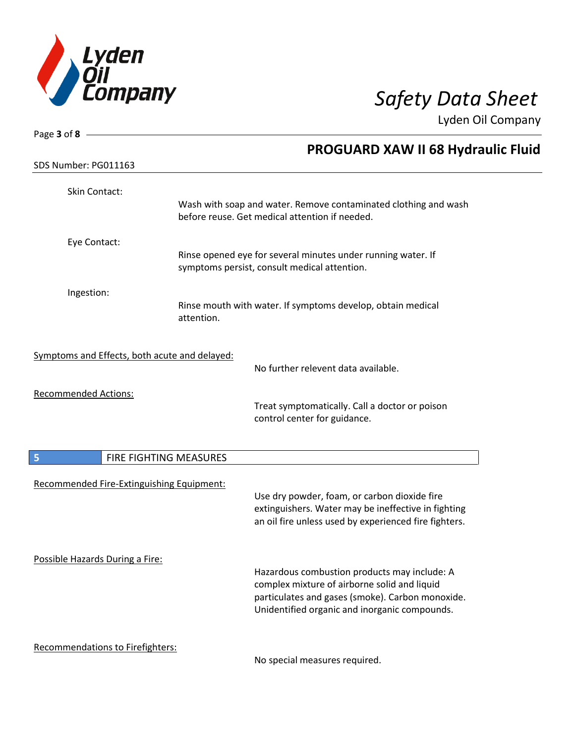Skin Contact:

Wash with soap and water. Remove contaminated clothing and wash before reuse. Get medical attention if needed.

Eye Contact:

Rinse opened eye for several minutes under running water. If symptoms persist, consult medical attention.

Ingestion:

Rinse mouth with water. If symptoms develop, obtain medical attention.

Symptoms and Effects, both acute and delayed:

No further relevent data available.

Recommended Actions:

Treat symptomatically. Call a doctor or poison control center for guidance.

## 5 FIRE FIGHTING MEASURES

Recommended Fire-Extinguishing Equipment:

Use dry powder, foam, or carbon dioxide fire extinguishers. Water may be ineffective in fighting an oil fire unless used by experienced fire fighters.

Possible Hazards During a Fire:

Hazardous combustion products may include: A complex mixture of airborne solid and liquid particulates and gases (smoke). Carbon monoxide. Unidentified organic and inorganic compounds.

Recommendations to Firefighters:

No special measures required.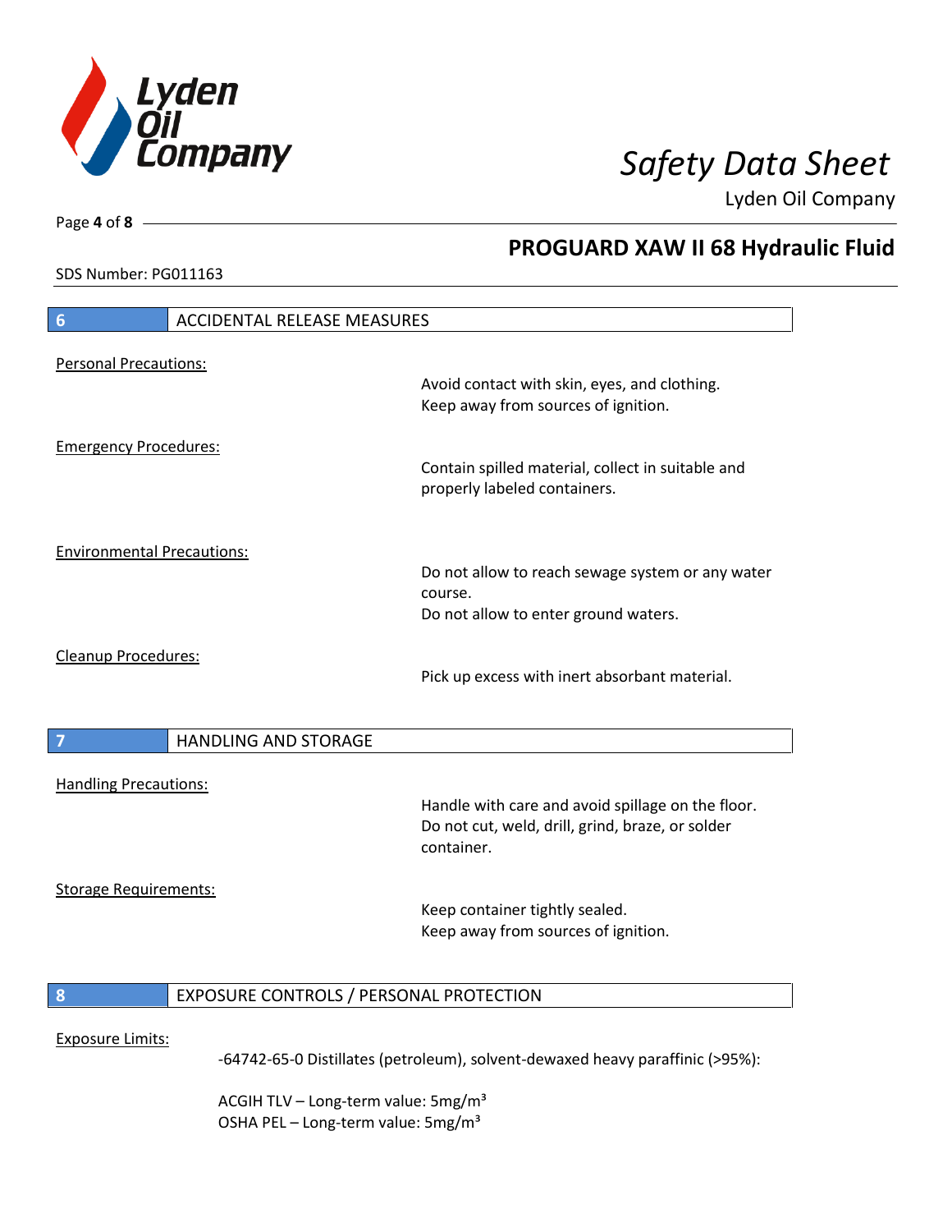## 6 ACCIDENTAL RELEASE MEASURES

Personal Precautions:

Avoid contact with skin, eyes, and clothing.
Keep away from sources of ignition.

Emergency Procedures:

Contain spilled material, collect in suitable and properly labeled containers.

Environmental Precautions:

Do not allow to reach sewage system or any water course.
Do not allow to enter ground waters.

Cleanup Procedures:

Pick up excess with inert absorbant material.

## 7 HANDLING AND STORAGE

Handling Precautions:

Handle with care and avoid spillage on the floor.
Do not cut, weld, drill, grind, braze, or solder container.

Storage Requirements:

Keep container tightly sealed.
Keep away from sources of ignition.

## 8 EXPOSURE CONTROLS / PERSONAL PROTECTION

Exposure Limits:

-64742-65-0 Distillates (petroleum), solvent-dewaxed heavy paraffinic (>95%):

ACGIH TLV – Long-term value: 5mg/m³
OSHA PEL – Long-term value: 5mg/m³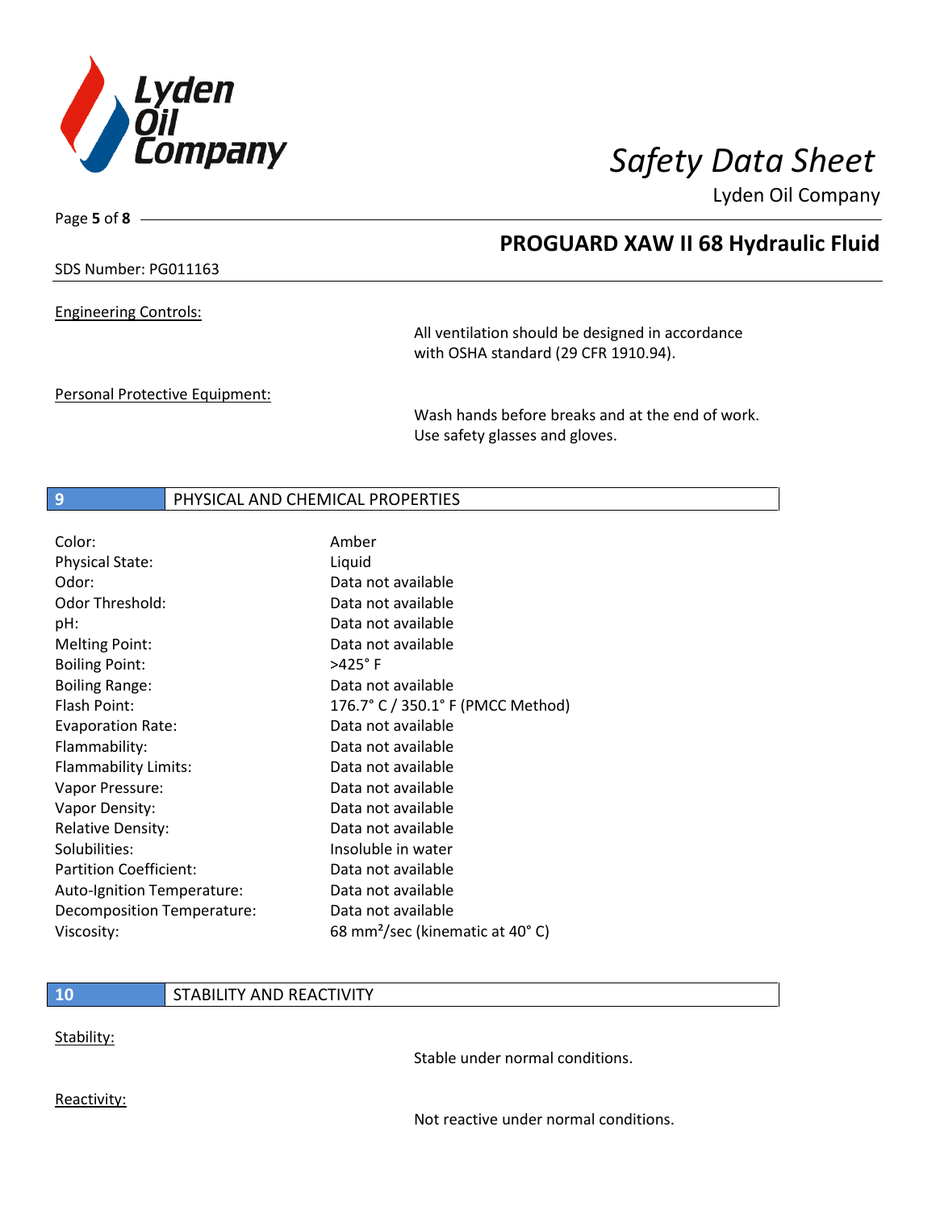Engineering Controls:

All ventilation should be designed in accordance with OSHA standard (29 CFR 1910.94).

Personal Protective Equipment:

Wash hands before breaks and at the end of work. Use safety glasses and gloves.

## 9 PHYSICAL AND CHEMICAL PROPERTIES

| | |
|---|---|
| Color: | Amber |
| Physical State: | Liquid |
| Odor: | Data not available |
| Odor Threshold: | Data not available |
| pH: | Data not available |
| Melting Point: | Data not available |
| Boiling Point: | >425° F |
| Boiling Range: | Data not available |
| Flash Point: | 176.7° C / 350.1° F (PMCC Method) |
| Evaporation Rate: | Data not available |
| Flammability: | Data not available |
| Flammability Limits: | Data not available |
| Vapor Pressure: | Data not available |
| Vapor Density: | Data not available |
| Relative Density: | Data not available |
| Solubilities: | Insoluble in water |
| Partition Coefficient: | Data not available |
| Auto-Ignition Temperature: | Data not available |
| Decomposition Temperature: | Data not available |
| Viscosity: | 68 $mm^2$/sec (kinematic at 40° C) |

## 10 STABILITY AND REACTIVITY

Stability:

Stable under normal conditions.

Reactivity:

Not reactive under normal conditions.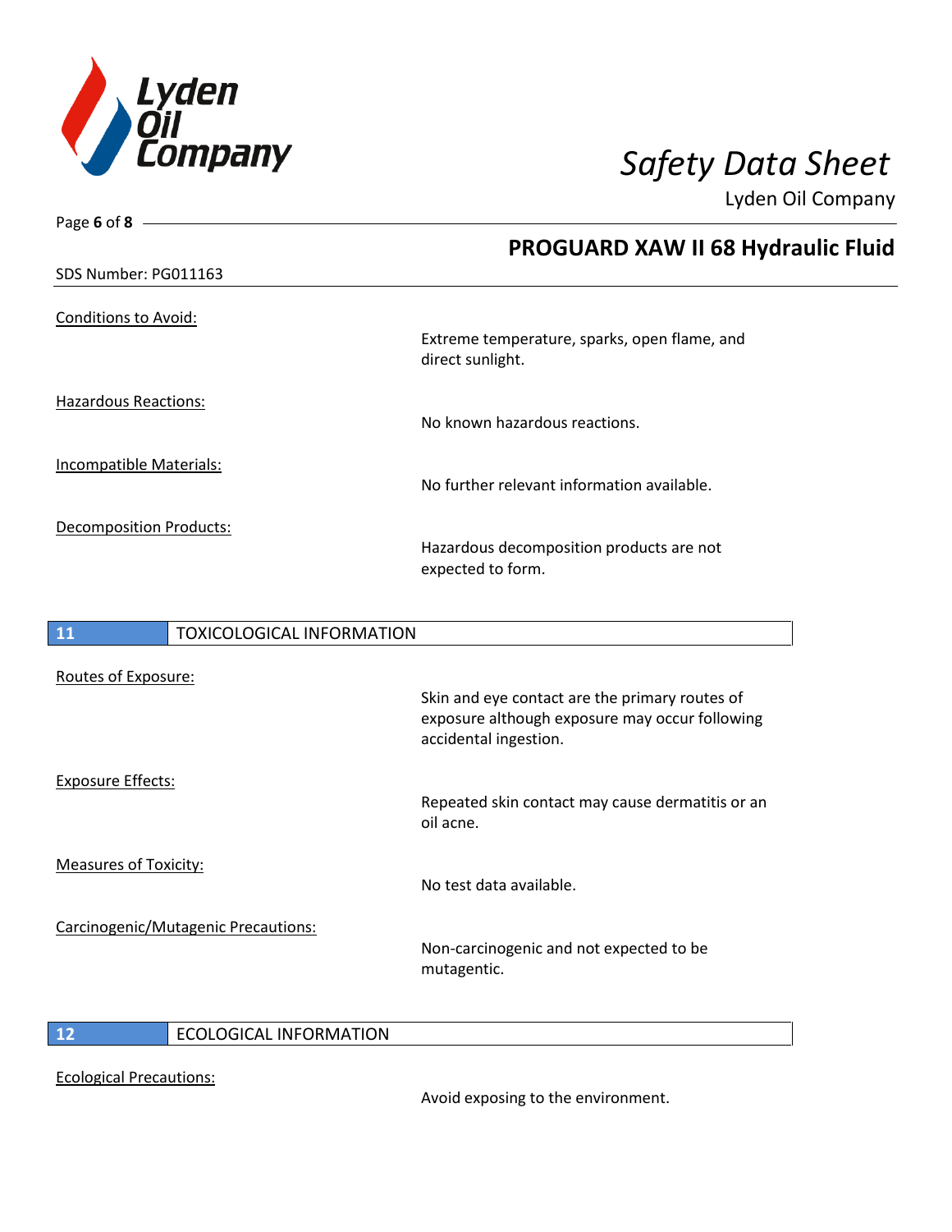Conditions to Avoid:

Extreme temperature, sparks, open flame, and direct sunlight.

Hazardous Reactions:

No known hazardous reactions.

Incompatible Materials:

No further relevant information available.

Decomposition Products:

Hazardous decomposition products are not expected to form.

## 11 TOXICOLOGICAL INFORMATION

Routes of Exposure:

Skin and eye contact are the primary routes of exposure although exposure may occur following accidental ingestion.

Exposure Effects:

Repeated skin contact may cause dermatitis or an oil acne.

Measures of Toxicity:

No test data available.

Carcinogenic/Mutagenic Precautions:

Non-carcinogenic and not expected to be mutagentic.

## 12 ECOLOGICAL INFORMATION

Ecological Precautions:

Avoid exposing to the environment.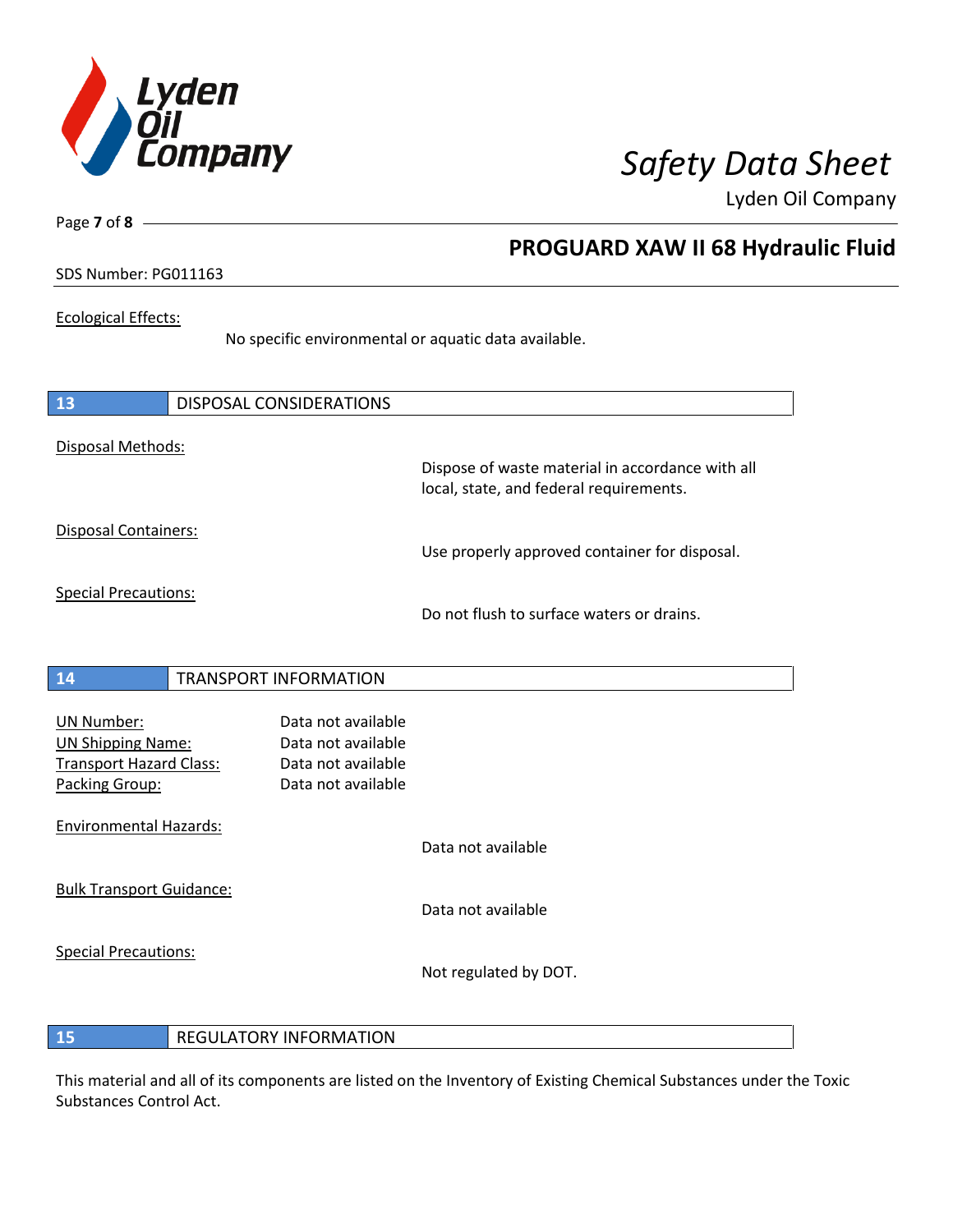Ecological Effects:

No specific environmental or aquatic data available.

## 13 DISPOSAL CONSIDERATIONS

Disposal Methods:

Dispose of waste material in accordance with all local, state, and federal requirements.

Disposal Containers:

Use properly approved container for disposal.

Special Precautions:

Do not flush to surface waters or drains.

## 14 TRANSPORT INFORMATION

UN Number: Data not available
UN Shipping Name: Data not available
Transport Hazard Class: Data not available
Packing Group: Data not available

Environmental Hazards:

Data not available

Bulk Transport Guidance:

Data not available

Special Precautions:

Not regulated by DOT.

## 15 REGULATORY INFORMATION

This material and all of its components are listed on the Inventory of Existing Chemical Substances under the Toxic Substances Control Act.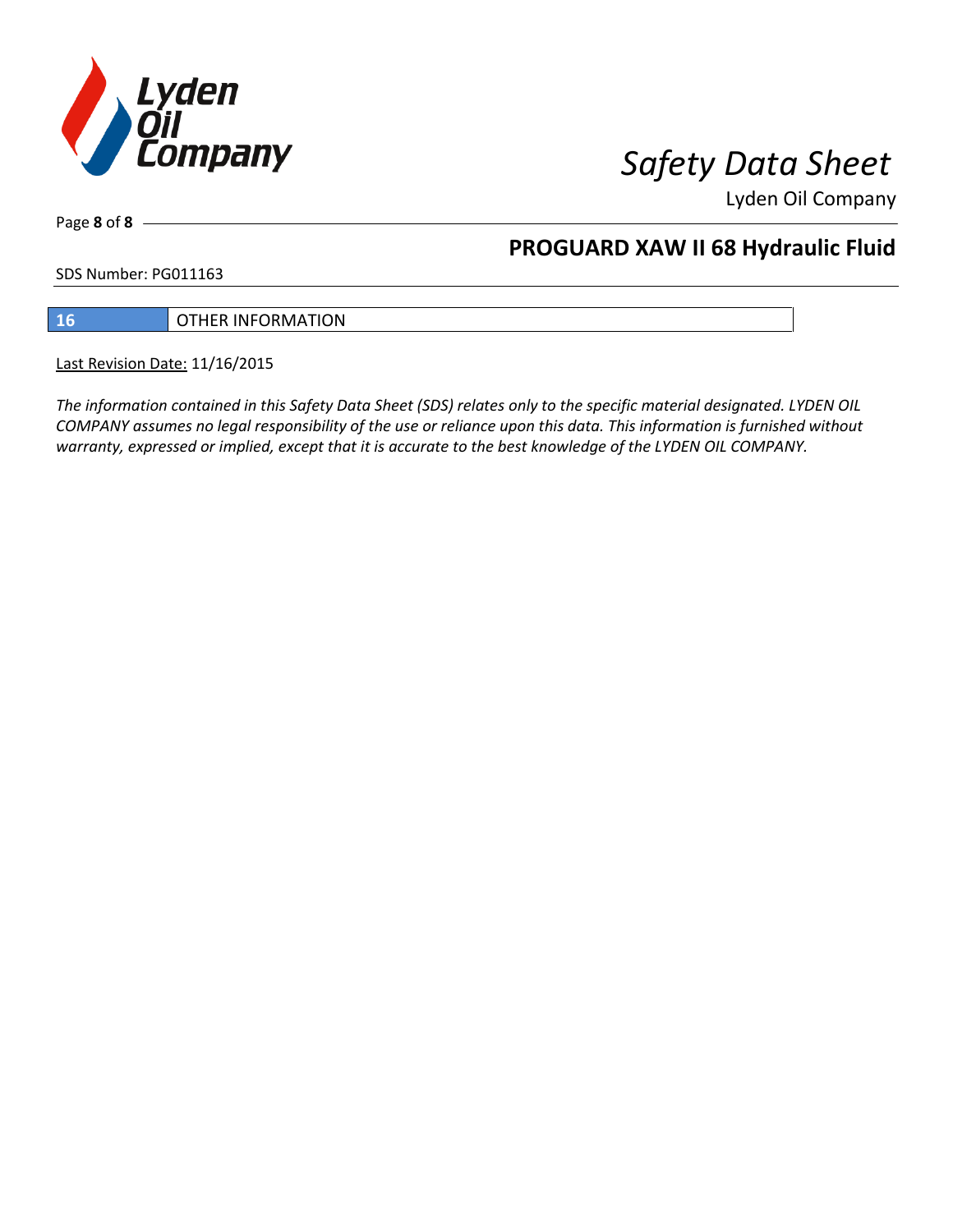## 16 OTHER INFORMATION

Last Revision Date: 11/16/2015

*The information contained in this Safety Data Sheet (SDS) relates only to the specific material designated. LYDEN OIL COMPANY assumes no legal responsibility of the use or reliance upon this data. This information is furnished without warranty, expressed or implied, except that it is accurate to the best knowledge of the LYDEN OIL COMPANY.*